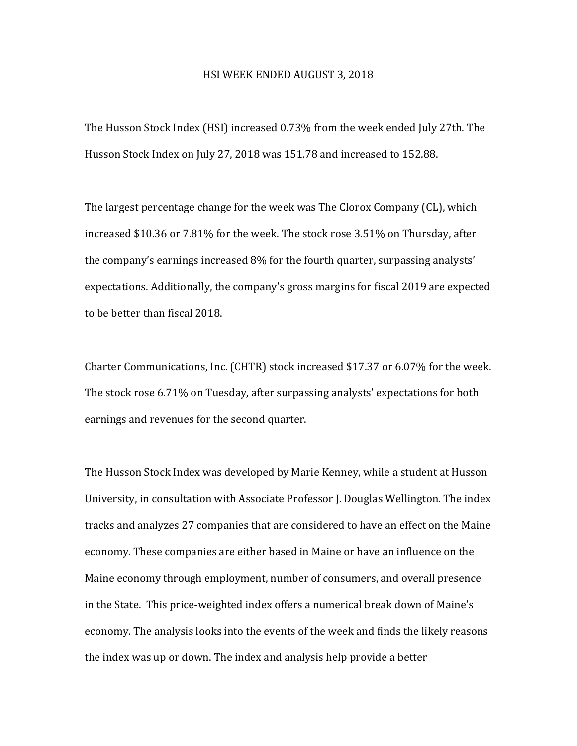# HSI WEEK ENDED AUGUST 3, 2018

The Husson Stock Index (HSI) increased 0.73% from the week ended July 27th. The Husson Stock Index on July 27, 2018 was 151.78 and increased to 152.88.

The largest percentage change for the week was The Clorox Company (CL), which increased $10.36 or 7.81% for the week. The stock rose 3.51% on Thursday, after the company's earnings increased 8% for the fourth quarter, surpassing analysts' expectations. Additionally, the company's gross margins for fiscal 2019 are expected to be better than fiscal 2018.

Charter Communications, Inc. (CHTR) stock increased $17.37 or 6.07% for the week. The stock rose 6.71% on Tuesday, after surpassing analysts' expectations for both earnings and revenues for the second quarter.

The Husson Stock Index was developed by Marie Kenney, while a student at Husson University, in consultation with Associate Professor J. Douglas Wellington. The index tracks and analyzes 27 companies that are considered to have an effect on the Maine economy. These companies are either based in Maine or have an influence on the Maine economy through employment, number of consumers, and overall presence in the State. This price-weighted index offers a numerical break down of Maine's economy. The analysis looks into the events of the week and finds the likely reasons the index was up or down. The index and analysis help provide a better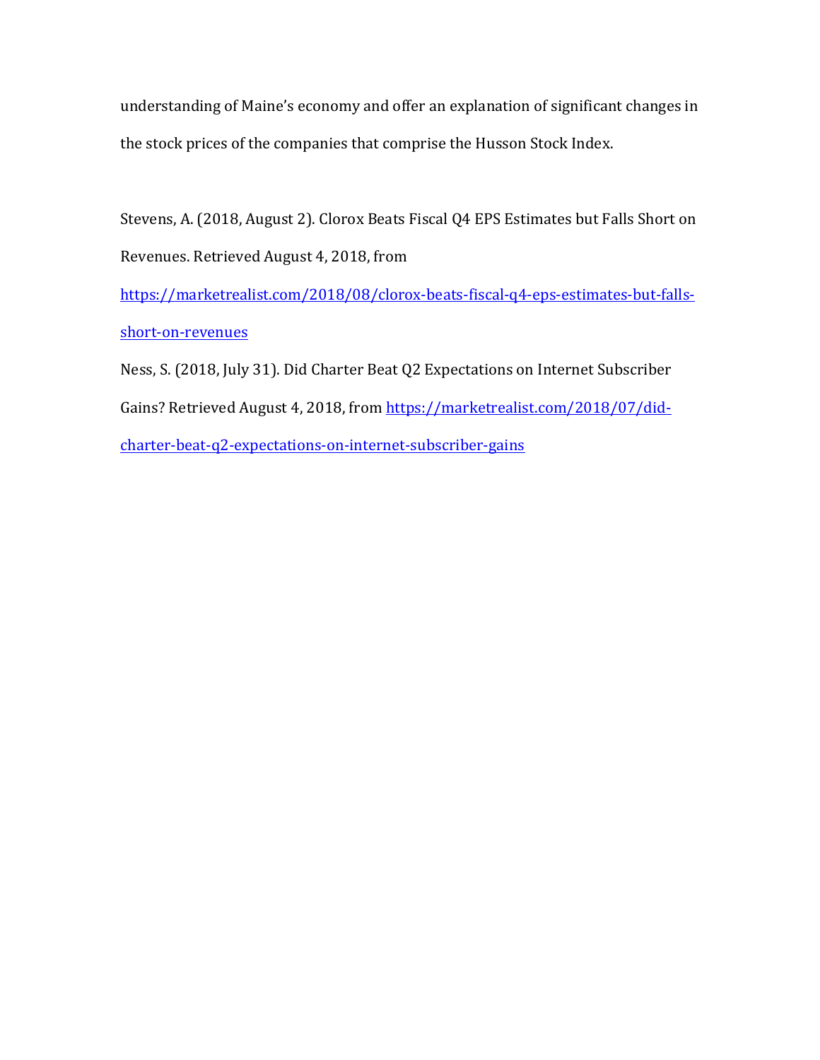understanding of Maine's economy and offer an explanation of significant changes in the stock prices of the companies that comprise the Husson Stock Index.

Stevens, A. (2018, August 2). Clorox Beats Fiscal Q4 EPS Estimates but Falls Short on Revenues. Retrieved August 4, 2018, from https://marketrealist.com/2018/08/clorox-beats-fiscal-q4-eps-estimates-but-falls-short-on-revenues

Ness, S. (2018, July 31). Did Charter Beat Q2 Expectations on Internet Subscriber Gains? Retrieved August 4, 2018, from https://marketrealist.com/2018/07/did-charter-beat-q2-expectations-on-internet-subscriber-gains